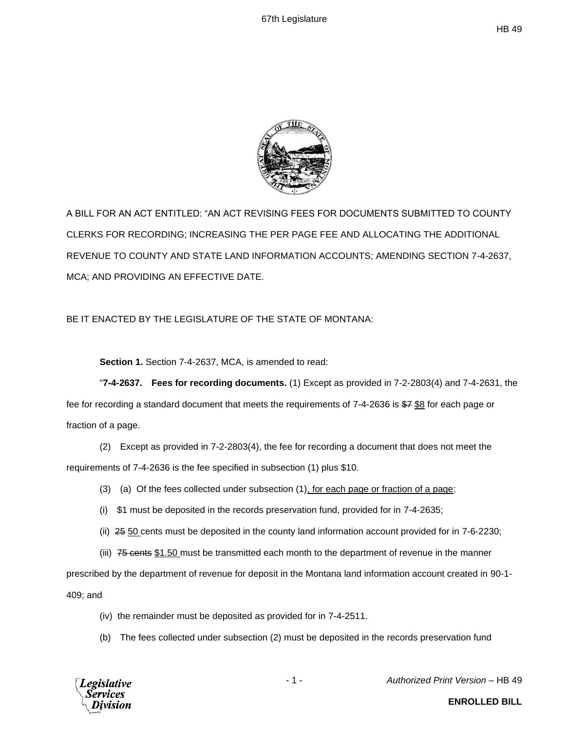A BILL FOR AN ACT ENTITLED: "AN ACT REVISING FEES FOR DOCUMENTS SUBMITTED TO COUNTY CLERKS FOR RECORDING; INCREASING THE PER PAGE FEE AND ALLOCATING THE ADDITIONAL REVENUE TO COUNTY AND STATE LAND INFORMATION ACCOUNTS; AMENDING SECTION 7-4-2637, MCA; AND PROVIDING AN EFFECTIVE DATE.

BE IT ENACTED BY THE LEGISLATURE OF THE STATE OF MONTANA:

**Section 1.** Section 7-4-2637, MCA, is amended to read:

"**7-4-2637. Fees for recording documents.** (1) Except as provided in 7-2-2803(4) and 7-4-2631, the fee for recording a standard document that meets the requirements of 7-4-2636 is ~~$7~~ <u>$8</u> for each page or fraction of a page.

(2) Except as provided in 7-2-2803(4), the fee for recording a document that does not meet the requirements of 7-4-2636 is the fee specified in subsection (1) plus $10.

(3) (a) Of the fees collected under subsection (1)<u>, for each page or fraction of a page</u>:

(i) $1 must be deposited in the records preservation fund, provided for in 7-4-2635;

(ii) ~~25~~ <u>50</u> cents must be deposited in the county land information account provided for in 7-6-2230;

(iii) ~~75 cents~~ <u>$1.50</u> must be transmitted each month to the department of revenue in the manner prescribed by the department of revenue for deposit in the Montana land information account created in 90-1-409; and

(iv) the remainder must be deposited as provided for in 7-4-2511.

(b) The fees collected under subsection (2) must be deposited in the records preservation fund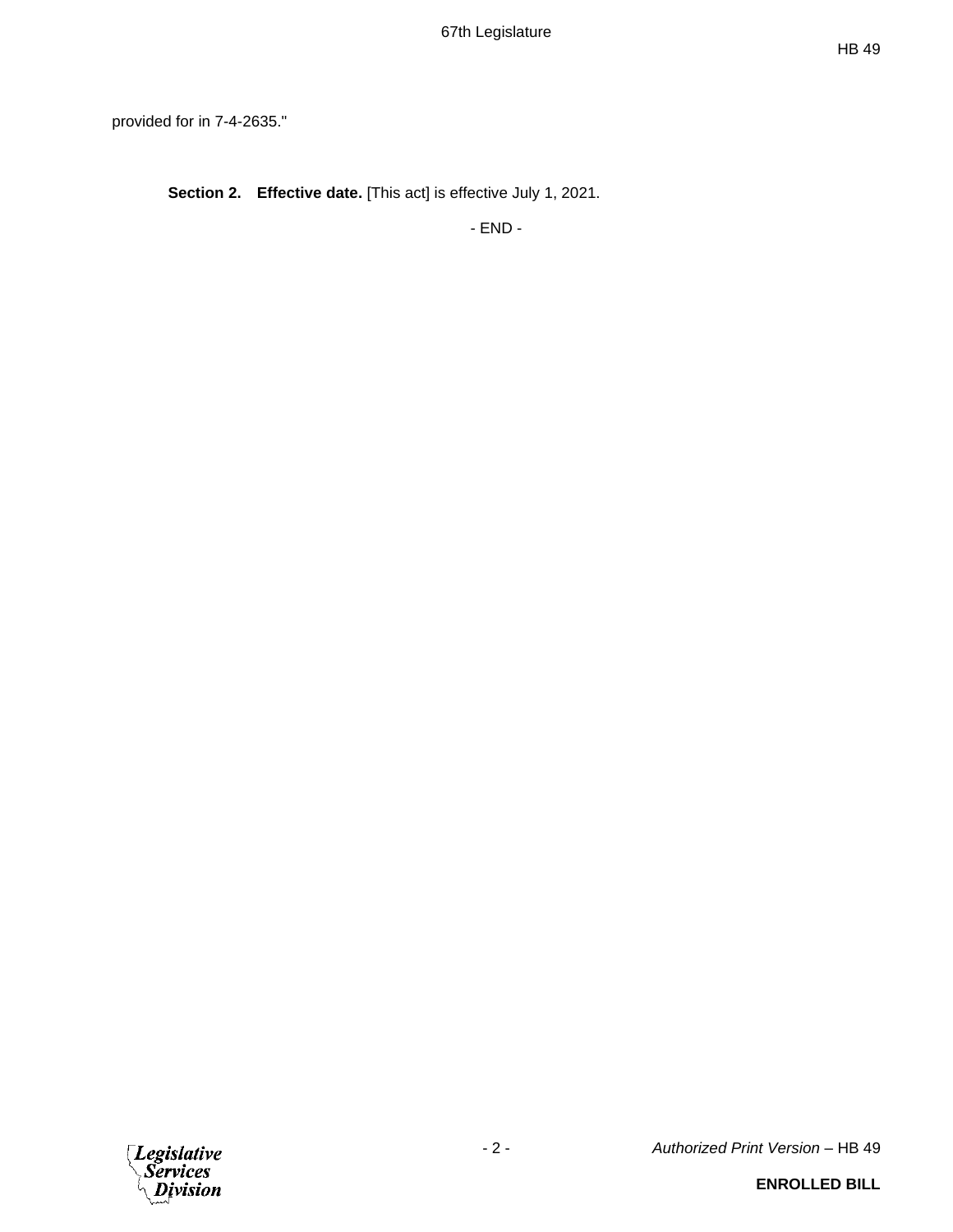provided for in 7-4-2635."

**Section 2. Effective date.** [This act] is effective July 1, 2021.

- END -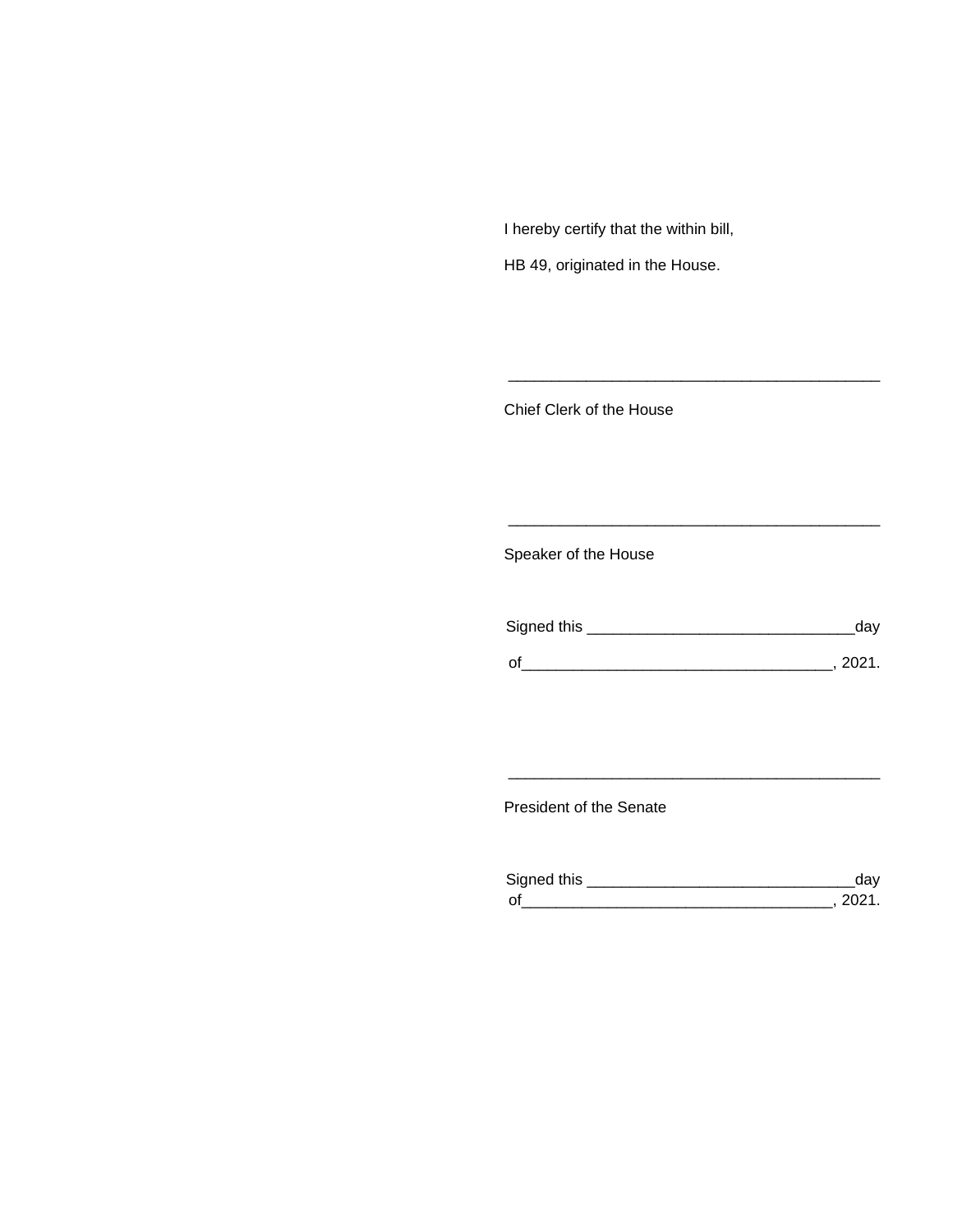I hereby certify that the within bill,

HB 49, originated in the House.

\_\_\_\_\_\_\_\_\_\_\_\_\_\_\_\_\_\_\_\_\_\_\_\_\_\_\_\_\_\_\_\_\_\_\_\_\_\_\_\_\_\_\_\_

Chief Clerk of the House

\_\_\_\_\_\_\_\_\_\_\_\_\_\_\_\_\_\_\_\_\_\_\_\_\_\_\_\_\_\_\_\_\_\_\_\_\_\_\_\_\_\_\_\_

Speaker of the House

Signed this \_\_\_\_\_\_\_\_\_\_\_\_\_\_\_\_\_\_\_\_\_\_\_\_\_\_\_\_\_\_\_day

of\_\_\_\_\_\_\_\_\_\_\_\_\_\_\_\_\_\_\_\_\_\_\_\_\_\_\_\_\_\_\_\_\_\_\_\_, 2021.

\_\_\_\_\_\_\_\_\_\_\_\_\_\_\_\_\_\_\_\_\_\_\_\_\_\_\_\_\_\_\_\_\_\_\_\_\_\_\_\_\_\_\_\_

President of the Senate

Signed this \_\_\_\_\_\_\_\_\_\_\_\_\_\_\_\_\_\_\_\_\_\_\_\_\_\_\_\_\_\_\_day

of\_\_\_\_\_\_\_\_\_\_\_\_\_\_\_\_\_\_\_\_\_\_\_\_\_\_\_\_\_\_\_\_\_\_\_\_, 2021.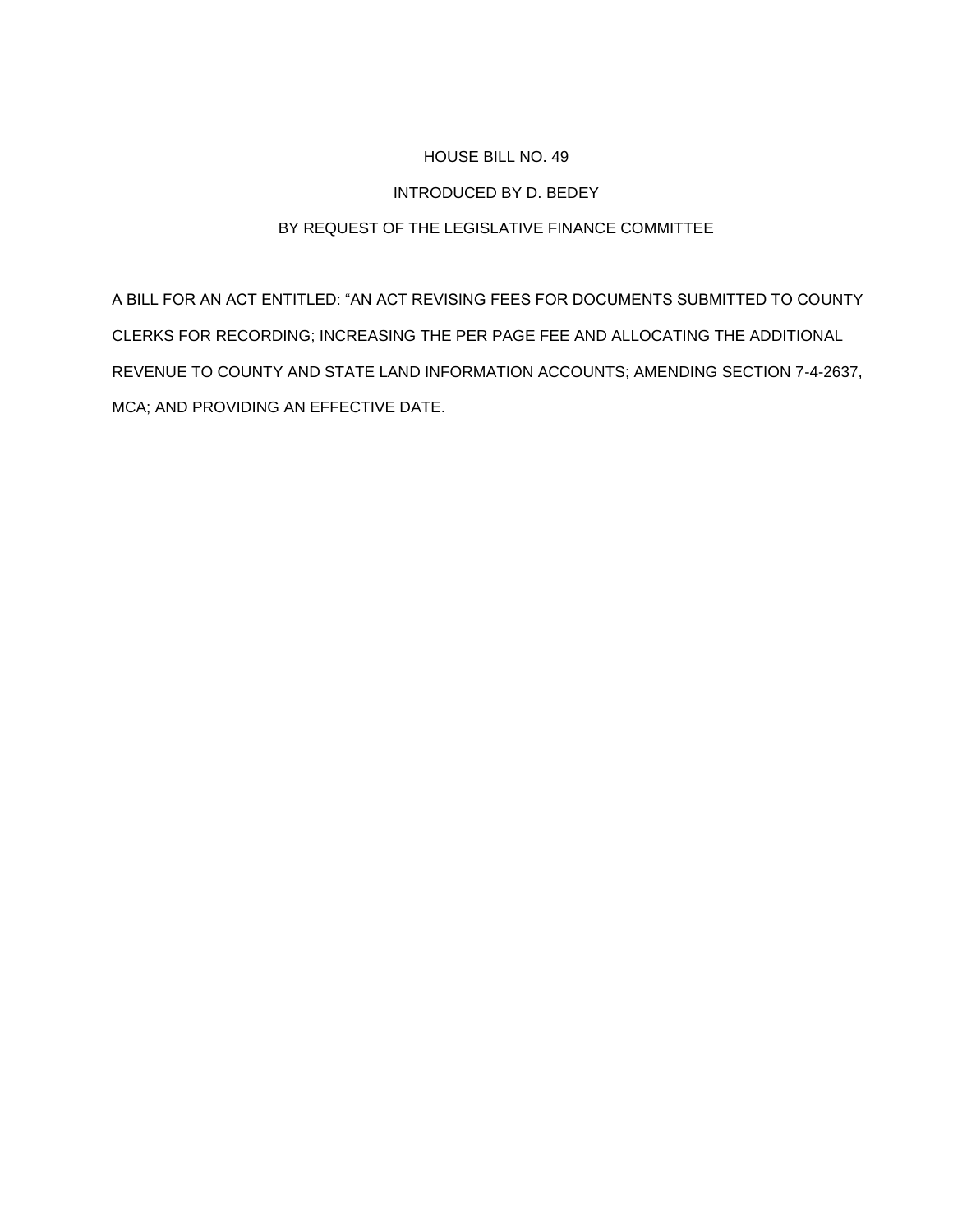HOUSE BILL NO. 49

INTRODUCED BY D. BEDEY

BY REQUEST OF THE LEGISLATIVE FINANCE COMMITTEE

A BILL FOR AN ACT ENTITLED: "AN ACT REVISING FEES FOR DOCUMENTS SUBMITTED TO COUNTY CLERKS FOR RECORDING; INCREASING THE PER PAGE FEE AND ALLOCATING THE ADDITIONAL REVENUE TO COUNTY AND STATE LAND INFORMATION ACCOUNTS; AMENDING SECTION 7-4-2637, MCA; AND PROVIDING AN EFFECTIVE DATE.